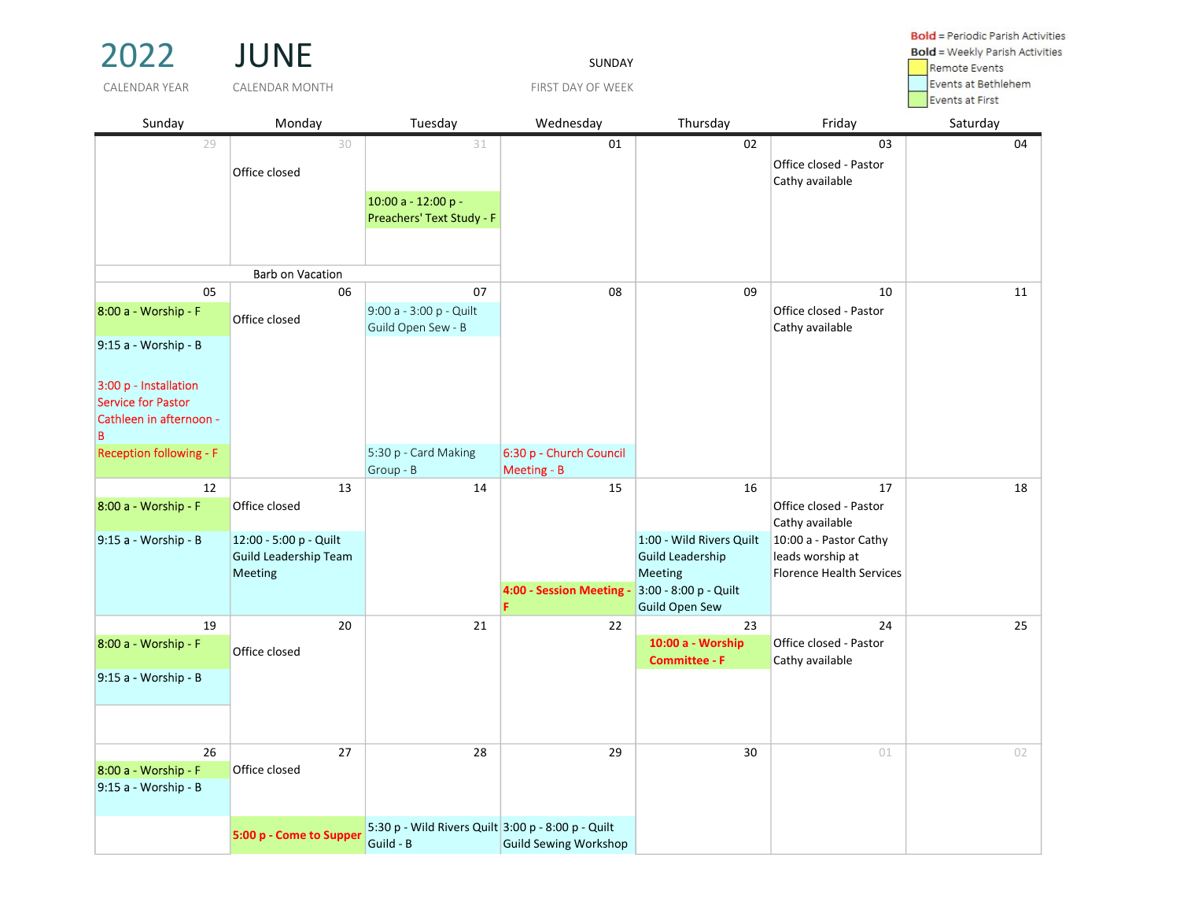# 2022 JUNE

CALENDAR YEAR — CALENDAR MONTH — SUNDAY: FIRST DAY OF WEEK

**Bold** = Periodic Parish Activities
**Bold** = Weekly Parish Activities
Remote Events
Events at Bethlehem
Events at First

| Sunday | Monday | Tuesday | Wednesday | Thursday | Friday | Saturday |
|---|---|---|---|---|---|---|
| 29 | 30<br>Office closed | 31<br>10:00 a - 12:00 p - Preachers' Text Study - F | 01 | 02 | 03<br>Office closed - Pastor Cathy available | 04 |
| Barb on Vacation | | | | | | |
| 05<br>8:00 a - Worship - F<br>9:15 a - Worship - B<br>3:00 p - Installation Service for Pastor Cathleen in afternoon - B<br>Reception following - F | 06<br>Office closed | 07<br>9:00 a - 3:00 p - Quilt Guild Open Sew - B<br>5:30 p - Card Making Group - B | 08<br>6:30 p - Church Council Meeting - B | 09 | 10<br>Office closed - Pastor Cathy available | 11 |
| 12<br>8:00 a - Worship - F<br>9:15 a - Worship - B | 13<br>Office closed<br>12:00 - 5:00 p - Quilt Guild Leadership Team Meeting | 14 | 15<br>**4:00 - Session Meeting - F** | 16<br>1:00 - Wild Rivers Quilt Guild Leadership Meeting<br>3:00 - 8:00 p - Quilt Guild Open Sew | 17<br>Office closed - Pastor Cathy available<br>10:00 a - Pastor Cathy leads worship at Florence Health Services | 18 |
| 19<br>8:00 a - Worship - F<br>9:15 a - Worship - B | 20<br>Office closed | 21 | 22 | 23<br>**10:00 a - Worship Committee - F** | 24<br>Office closed - Pastor Cathy available | 25 |
| 26<br>8:00 a - Worship - F<br>9:15 a - Worship - B | 27<br>Office closed<br>**5:00 p - Come to Supper** | 28<br>5:30 p - Wild Rivers Quilt Guild - B | 29<br>3:00 p - 8:00 p - Quilt Guild Sewing Workshop | 30 | 01 | 02 |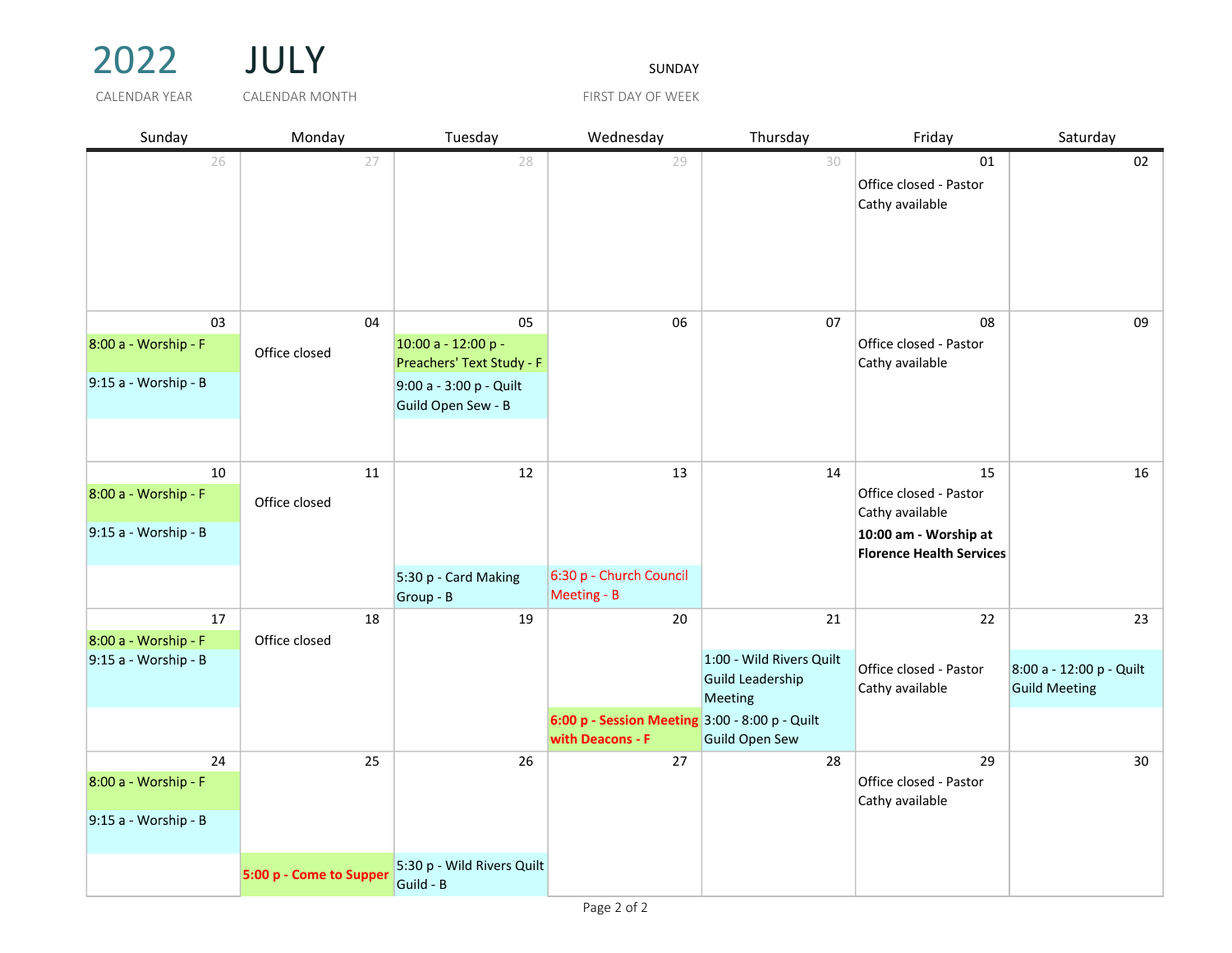# 2022 JULY

CALENDAR YEAR | CALENDAR MONTH

SUNDAY

FIRST DAY OF WEEK

| Sunday | Monday | Tuesday | Wednesday | Thursday | Friday | Saturday |
|---|---|---|---|---|---|---|
| 26 | 27 | 28 | 29 | 30 | 01<br>Office closed - Pastor Cathy available | 02 |
| 03<br>8:00 a - Worship - F<br>9:15 a - Worship - B | 04<br>Office closed | 05<br>10:00 a - 12:00 p - Preachers' Text Study - F<br>9:00 a - 3:00 p - Quilt Guild Open Sew - B | 06 | 07 | 08<br>Office closed - Pastor Cathy available | 09 |
| 10<br>8:00 a - Worship - F<br>9:15 a - Worship - B | 11<br>Office closed | 12<br>5:30 p - Card Making Group - B | 13<br>6:30 p - Church Council Meeting - B | 14 | 15<br>Office closed - Pastor Cathy available<br>**10:00 am - Worship at Florence Health Services** | 16 |
| 17<br>8:00 a - Worship - F<br>9:15 a - Worship - B | 18<br>Office closed | 19 | 20<br>**6:00 p - Session Meeting with Deacons - F** | 21<br>1:00 - Wild Rivers Quilt Guild Leadership Meeting<br>3:00 - 8:00 p - Quilt Guild Open Sew | 22<br>Office closed - Pastor Cathy available | 23<br>8:00 a - 12:00 p - Quilt Guild Meeting |
| 24<br>8:00 a - Worship - F<br>9:15 a - Worship - B | 25<br>**5:00 p - Come to Supper** | 26<br>5:30 p - Wild Rivers Quilt Guild - B | 27 | 28 | 29<br>Office closed - Pastor Cathy available | 30 |